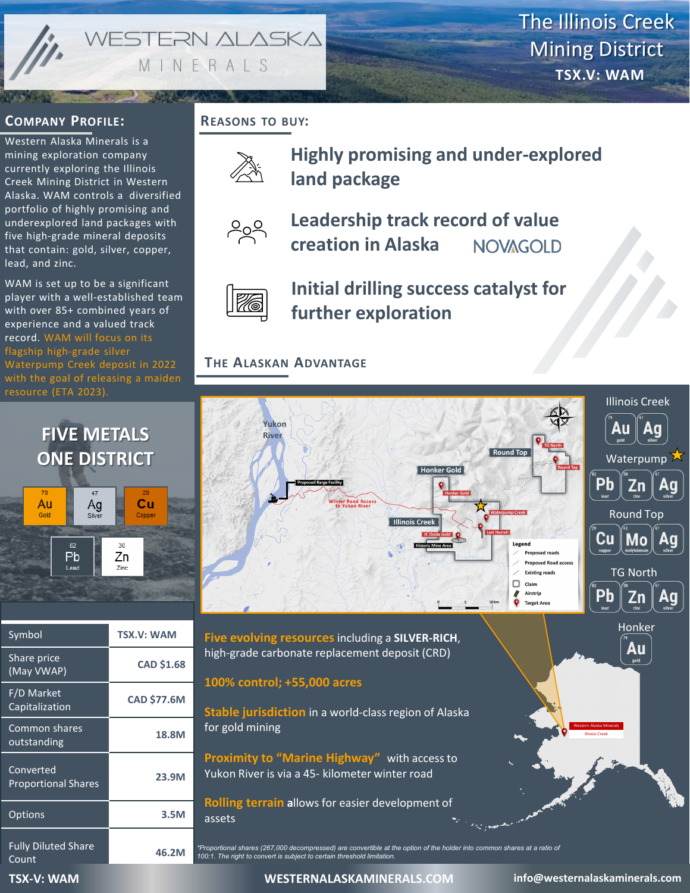# WESTERN ALASKA MINERALS

## The Illinois Creek Mining District

**TSX.V: WAM**

## Company Profile:

Western Alaska Minerals is a mining exploration company currently exploring the Illinois Creek Mining District in Western Alaska. WAM controls a diversified portfolio of highly promising and underexplored land packages with five high-grade mineral deposits that contain: gold, silver, copper, lead, and zinc.

WAM is set up to be a significant player with a well-established team with over 85+ combined years of experience and a valued track record. WAM will focus on its flagship high-grade silver Waterpump Creek deposit in 2022 with the goal of releasing a maiden resource (ETA 2023).

## FIVE METALS ONE DISTRICT

- 79 Au Gold
- 47 Ag Silver
- 29 Cu Copper
- 82 Pb Lead
- 30 Zn Zinc

| | |
|---|---|
| Symbol | TSX.V: WAM |
| Share price (May VWAP) | CAD $1.68 |
| F/D Market Capitalization | CAD $77.6M |
| Common shares outstanding | 18.8M |
| Converted Proportional Shares | 23.9M |
| Options | 3.5M |
| Fully Diluted Share Count | 46.2M |

## Reasons to Buy:

**Highly promising and under-explored land package**

**Leadership track record of value creation in Alaska** NOVAGOLD

**Initial drilling success catalyst for further exploration**

## The Alaskan Advantage

Map labels: Yukon River; Proposed Barge Facility; Winter Road Access to Yukon River; Round Top; TG North; Honker Gold; Waterpump Creek; Illinois Creek; IC Oxide Gold; Last Hurrah; Historic Mine Area; Western Alaska Minerals Illinois Creek

Legend: Proposed roads; Proposed Road access; Existing roads; Claim; Airstrip; Target Area

- Illinois Creek: Au, Ag
- Waterpump ★: Pb, Zn, Ag
- Round Top: Cu, Mo, Ag
- TG North: Pb, Zn, Ag
- Honker: Au

**Five evolving resources** including a **SILVER-RICH**, high-grade carbonate replacement deposit (CRD)

**100% control; +55,000 acres**

**Stable jurisdiction** in a world-class region of Alaska for gold mining

**Proximity to "Marine Highway"** with access to Yukon River is via a 45- kilometer winter road

**Rolling terrain a**llows for easier development of assets

*\*Proportional shares (267,000 decompressed) are convertible at the option of the holder into common shares at a ratio of 100:1. The right to convert is subject to certain threshold limitation.*

TSX-V: WAM | WESTERNALASKAMINERALS.COM | info@westernalaskaminerals.com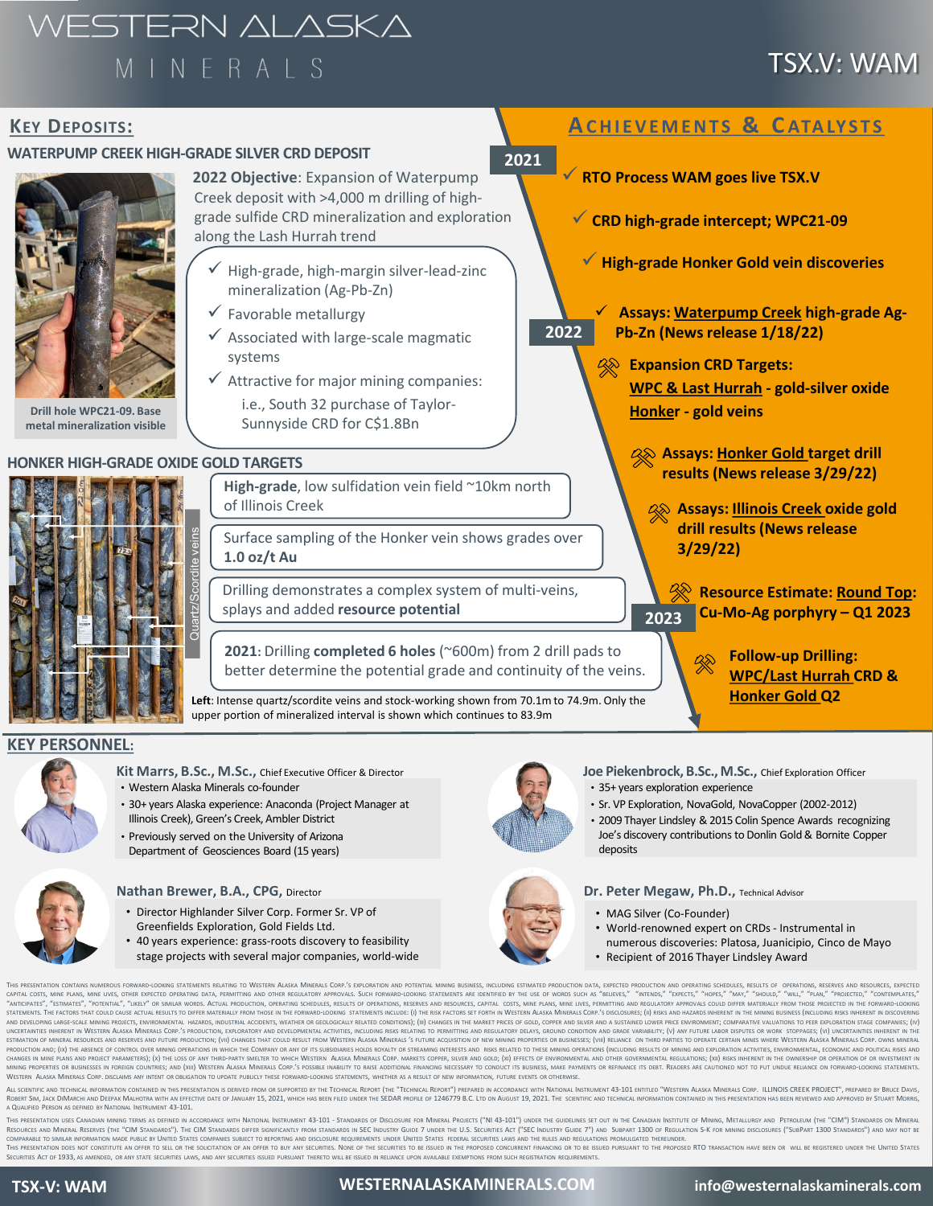# WESTERN ALASKA MINERALS

TSX.V: WAM

## KEY DEPOSITS:

### WATERPUMP CREEK HIGH-GRADE SILVER CRD DEPOSIT

Drill hole WPC21-09. Base metal mineralization visible

**2022 Objective**: Expansion of Waterpump Creek deposit with >4,000 m drilling of high-grade sulfide CRD mineralization and exploration along the Lash Hurrah trend

- ✓ High-grade, high-margin silver-lead-zinc mineralization (Ag-Pb-Zn)
- ✓ Favorable metallurgy
- ✓ Associated with large-scale magmatic systems
- ✓ Attractive for major mining companies:
  i.e., South 32 purchase of Taylor-Sunnyside CRD for C$1.8Bn

### HONKER HIGH-GRADE OXIDE GOLD TARGETS

Quartz/Scordite veins

- **High-grade**, low sulfidation vein field ~10km north of Illinois Creek
- Surface sampling of the Honker vein shows grades over **1.0 oz/t Au**
- Drilling demonstrates a complex system of multi-veins, splays and added **resource potential**
- **2021**: Drilling **completed 6 holes** (~600m) from 2 drill pads to better determine the potential grade and continuity of the veins.

**Left**: Intense quartz/scordite veins and stock-working shown from 70.1m to 74.9m. Only the upper portion of mineralized interval is shown which continues to 83.9m

## ACHIEVEMENTS & CATALYSTS

**2021**

- ✓ **RTO Process WAM goes live TSX.V**
- ✓ **CRD high-grade intercept; WPC21-09**
- ✓ **High-grade Honker Gold vein discoveries**

**2022**

- ✓ **Assays: Waterpump Creek high-grade Ag-Pb-Zn (News release 1/18/22)**
- **Expansion CRD Targets:** **WPC & Last Hurrah - gold-silver oxide** **Honker - gold veins**
- **Assays: Honker Gold target drill results (News release 3/29/22)**
- **Assays: Illinois Creek oxide gold drill results (News release 3/29/22)**

**2023**

- **Resource Estimate: Round Top: Cu-Mo-Ag porphyry – Q1 2023**
- **Follow-up Drilling: WPC/Last Hurrah CRD & Honker Gold Q2**

## KEY PERSONNEL:

**Kit Marrs, B.Sc., M.Sc.,** Chief Executive Officer & Director
- Western Alaska Minerals co-founder
- 30+ years Alaska experience: Anaconda (Project Manager at Illinois Creek), Green's Creek, Ambler District
- Previously served on the University of Arizona Department of Geosciences Board (15 years)

**Joe Piekenbrock, B.Sc., M.Sc.,** Chief Exploration Officer
- 35+ years exploration experience
- Sr. VP Exploration, NovaGold, NovaCopper (2002-2012)
- 2009 Thayer Lindsley & 2015 Colin Spence Awards recognizing Joe's discovery contributions to Donlin Gold & Bornite Copper deposits

**Nathan Brewer, B.A., CPG,** Director
- Director Highlander Silver Corp. Former Sr. VP of Greenfields Exploration, Gold Fields Ltd.
- 40 years experience: grass-roots discovery to feasibility stage projects with several major companies, world-wide

**Dr. Peter Megaw, Ph.D.,** Technical Advisor
- MAG Silver (Co-Founder)
- World-renowned expert on CRDs - Instrumental in numerous discoveries: Platosa, Juanicipio, Cinco de Mayo
- Recipient of 2016 Thayer Lindsley Award

This presentation contains numerous forward-looking statements relating to Western Alaska Minerals Corp.'s exploration and potential mining business, including estimated production data, expected production and operating schedules, results of operations, reserves and resources, expected capital costs, mine plans, mine lives, other expected operating data, permitting and other regulatory approvals. Such forward-looking statements are identified by the use of words such as "believes", "intends," "expects," "hopes," "may," "should," "will," "plan," "projected," "contemplates," "anticipates", "estimates", "potential", "likely" or similar words. Actual production, operating schedules, results of operations, reserves and resources, capital costs, mine plans, mine lives, permitting and regulatory approvals could differ materially from those projected in the forward-looking statements. The factors that could cause actual results to differ materially from those in the forward-looking statements include: (i) the risk factors set forth in Western Alaska Minerals Corp.'s disclosures; (ii) risks and hazards inherent in the mining business (including risks inherent in discovering and developing large-scale mining projects, environmental hazards, industrial accidents, weather or geologically related conditions); (iii) changes in the market prices of gold, copper and silver and a sustained lower price environment; comparative valuations to peer exploration stage companies; (iv) uncertainties inherent in Western Alaska Minerals Corp.'s production, exploratory and developmental activities, including risks relating to permitting and regulatory delays, ground condition and grade variability; (v) any future labor disputes or work stoppages; (vi) uncertainties inherent in the estimation of mineral resources and reserves and future production; (vii) changes that could result from Western Alaska Minerals 's future acquisition of new mining properties or businesses; (viii) reliance on third parties to operate certain mines where Western Alaska Minerals Corp. owns mineral production and; (ix) the absence of control over mining operations in which the Company or any of its subsidiaries holds royalty or streaming interests and risks related to these mining operations (including results of mining and exploration activities, environmental, economic and political risks and changes in mine plans and project parameters); (x) the loss of any third-party smelter to which Western Alaska Minerals Corp. markets copper, silver and gold; (xi) effects of environmental and other governmental regulations; (xii) risks inherent in the ownership or operation of or investment in mining properties or businesses in foreign countries; and (xiii) Western Alaska Minerals Corp.'s possible inability to raise additional financing necessary to conduct its business, make payments or refinance its debt. Readers are cautioned not to put undue reliance on forward-looking statements. Western Alaska Minerals Corp. disclaims any intent or obligation to update publicly these forward-looking statements, whether as a result of new information, future events or otherwise.

All scientific and technical information contained in this presentation is derived from or supported by the Technical Report (the "Technical Report") prepared in accordance with National Instrument 43-101 entitled "Western Alaska Minerals Corp. Illinois Creek Project", prepared by Bruce Davis, Robert Sim, Jack DiMarchi and Deepak Malhotra with an effective date of January 15, 2021, which has been filed under the SEDAR profile of 1246779 B.C. Ltd on August 19, 2021. The scientific and technical information contained in this presentation has been reviewed and approved by Stuart Morris, a Qualified Person as defined by National Instrument 43-101.

This presentation uses Canadian mining terms as defined in accordance with National Instrument 43-101 - Standards of Disclosure for Mineral Projects ("NI 43-101") under the guidelines set out in the Canadian Institute of Mining, Metallurgy and Petroleum (the "CIM") Standards on Mineral Resources and Mineral Reserves (the "CIM Standards"). The CIM Standards differ significantly from standards in SEC Industry Guide 7 under the U.S. Securities Act ("SEC Industry Guide 7") and Subpart 1300 of Regulation S-K for mining disclosures ("SubPart 1300 Standards") and may not be comparable to similar information made public by United States companies subject to reporting and disclosure requirements under United States federal securities laws and the rules and regulations promulgated thereunder.
This presentation does not constitute an offer to sell or the solicitation of an offer to buy any securities. None of the securities to be issued in the proposed concurrent financing or to be issued pursuant to the proposed RTO transaction have been or will be registered under the United States Securities Act of 1933, as amended, or any state securities laws, and any securities issued pursuant thereto will be issued in reliance upon available exemptions from such registration requirements.

TSX-V: WAM | WESTERNALASKAMINERALS.COM | info@westernalaskaminerals.com